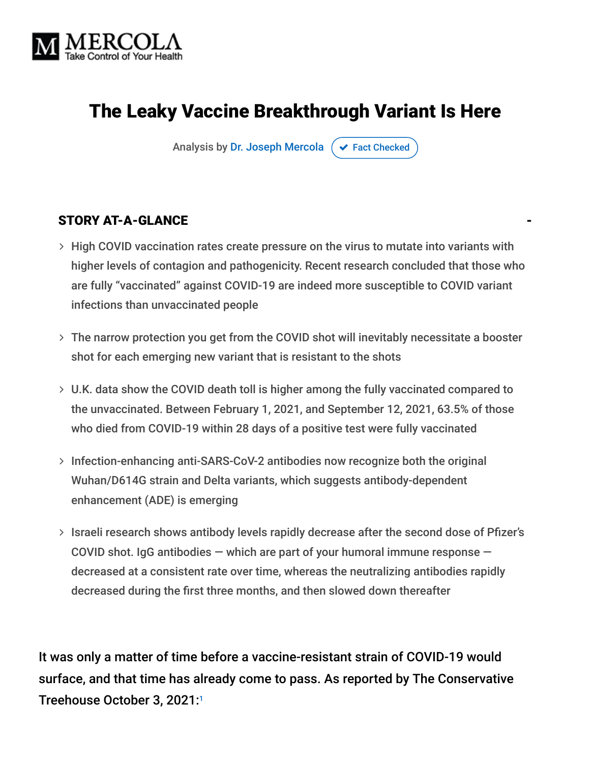MERCOLA
Take Control of Your Health

# The Leaky Vaccine Breakthrough Variant Is Here

Analysis by Dr. Joseph Mercola | Fact Checked

## STORY AT-A-GLANCE

- High COVID vaccination rates create pressure on the virus to mutate into variants with higher levels of contagion and pathogenicity. Recent research concluded that those who are fully "vaccinated" against COVID-19 are indeed more susceptible to COVID variant infections than unvaccinated people
- The narrow protection you get from the COVID shot will inevitably necessitate a booster shot for each emerging new variant that is resistant to the shots
- U.K. data show the COVID death toll is higher among the fully vaccinated compared to the unvaccinated. Between February 1, 2021, and September 12, 2021, 63.5% of those who died from COVID-19 within 28 days of a positive test were fully vaccinated
- Infection-enhancing anti-SARS-CoV-2 antibodies now recognize both the original Wuhan/D614G strain and Delta variants, which suggests antibody-dependent enhancement (ADE) is emerging
- Israeli research shows antibody levels rapidly decrease after the second dose of Pfizer's COVID shot. IgG antibodies — which are part of your humoral immune response — decreased at a consistent rate over time, whereas the neutralizing antibodies rapidly decreased during the first three months, and then slowed down thereafter

It was only a matter of time before a vaccine-resistant strain of COVID-19 would surface, and that time has already come to pass. As reported by The Conservative Treehouse October 3, 2021:[1]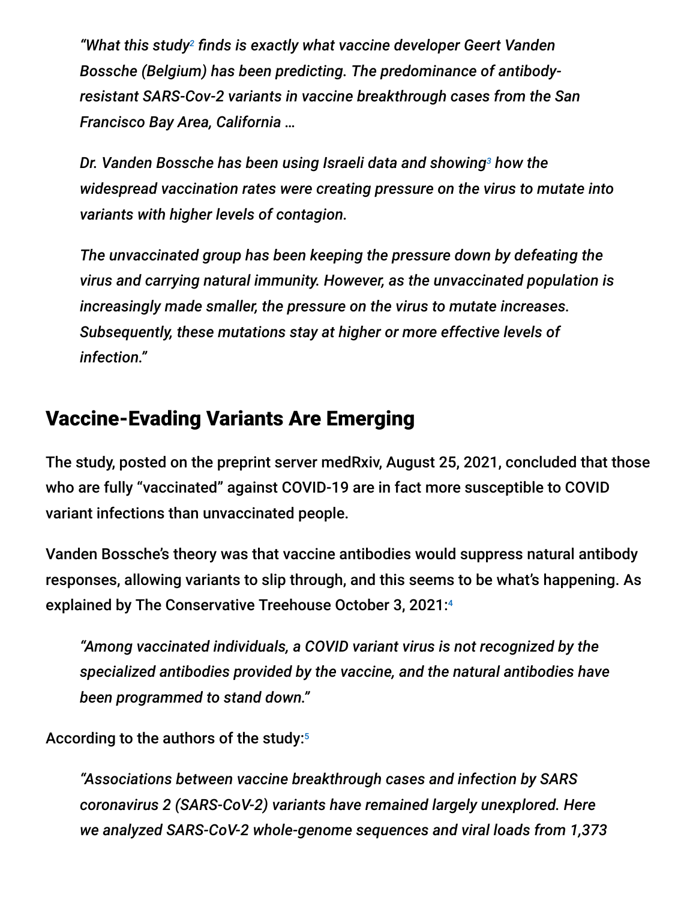> *"What this study[2] finds is exactly what vaccine developer Geert Vanden Bossche (Belgium) has been predicting. The predominance of antibody-resistant SARS-Cov-2 variants in vaccine breakthrough cases from the San Francisco Bay Area, California …*
>
> *Dr. Vanden Bossche has been using Israeli data and showing[3] how the widespread vaccination rates were creating pressure on the virus to mutate into variants with higher levels of contagion.*
>
> *The unvaccinated group has been keeping the pressure down by defeating the virus and carrying natural immunity. However, as the unvaccinated population is increasingly made smaller, the pressure on the virus to mutate increases. Subsequently, these mutations stay at higher or more effective levels of infection."*

## Vaccine-Evading Variants Are Emerging

The study, posted on the preprint server medRxiv, August 25, 2021, concluded that those who are fully "vaccinated" against COVID-19 are in fact more susceptible to COVID variant infections than unvaccinated people.

Vanden Bossche's theory was that vaccine antibodies would suppress natural antibody responses, allowing variants to slip through, and this seems to be what's happening. As explained by The Conservative Treehouse October 3, 2021:[4]

> *"Among vaccinated individuals, a COVID variant virus is not recognized by the specialized antibodies provided by the vaccine, and the natural antibodies have been programmed to stand down."*

According to the authors of the study:[5]

> *"Associations between vaccine breakthrough cases and infection by SARS coronavirus 2 (SARS-CoV-2) variants have remained largely unexplored. Here we analyzed SARS-CoV-2 whole-genome sequences and viral loads from 1,373*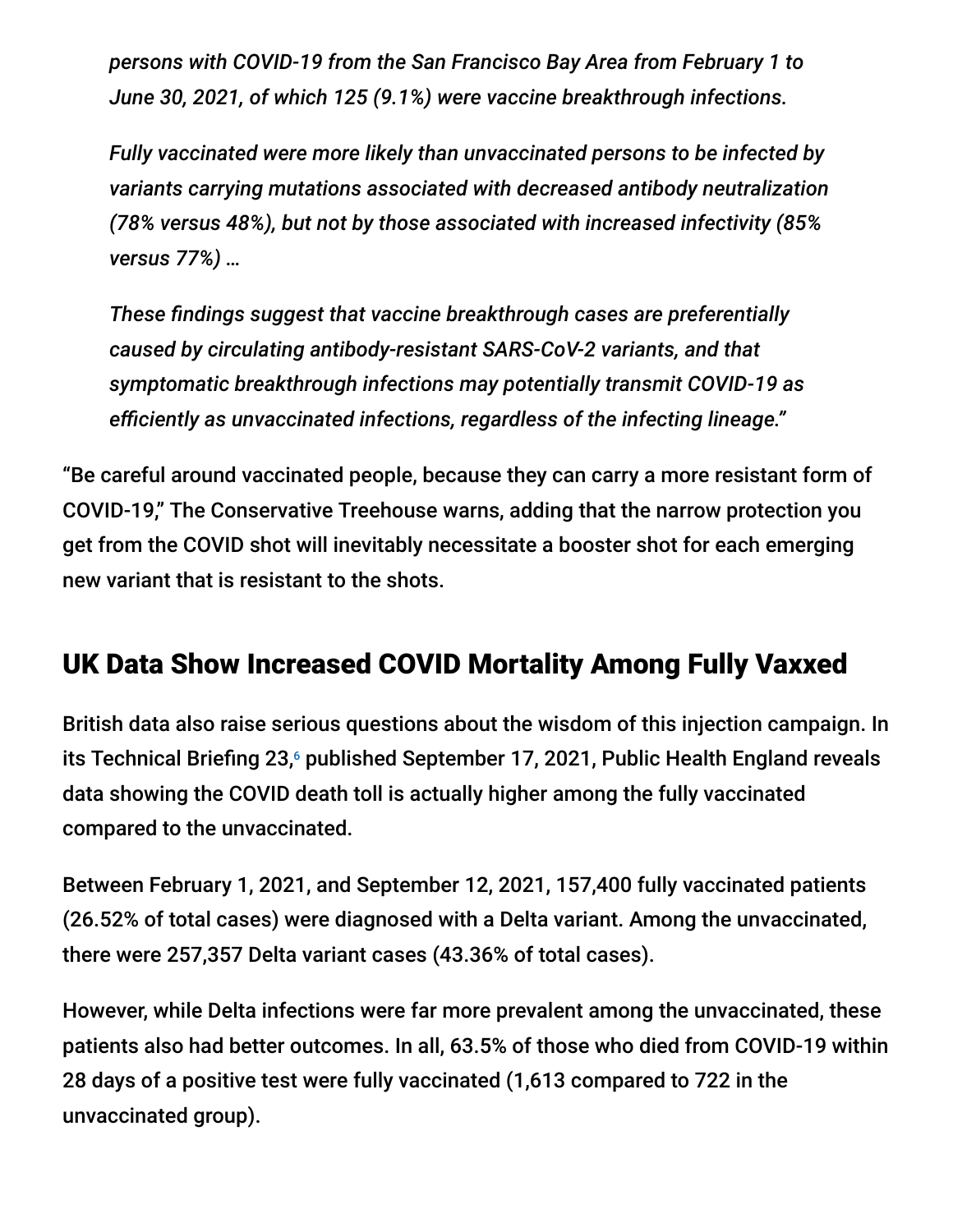*persons with COVID-19 from the San Francisco Bay Area from February 1 to June 30, 2021, of which 125 (9.1%) were vaccine breakthrough infections.*

*Fully vaccinated were more likely than unvaccinated persons to be infected by variants carrying mutations associated with decreased antibody neutralization (78% versus 48%), but not by those associated with increased infectivity (85% versus 77%) …*

*These findings suggest that vaccine breakthrough cases are preferentially caused by circulating antibody-resistant SARS-CoV-2 variants, and that symptomatic breakthrough infections may potentially transmit COVID-19 as efficiently as unvaccinated infections, regardless of the infecting lineage."*

"Be careful around vaccinated people, because they can carry a more resistant form of COVID-19," The Conservative Treehouse warns, adding that the narrow protection you get from the COVID shot will inevitably necessitate a booster shot for each emerging new variant that is resistant to the shots.

## UK Data Show Increased COVID Mortality Among Fully Vaxxed

British data also raise serious questions about the wisdom of this injection campaign. In its Technical Briefing 23,[6] published September 17, 2021, Public Health England reveals data showing the COVID death toll is actually higher among the fully vaccinated compared to the unvaccinated.

Between February 1, 2021, and September 12, 2021, 157,400 fully vaccinated patients (26.52% of total cases) were diagnosed with a Delta variant. Among the unvaccinated, there were 257,357 Delta variant cases (43.36% of total cases).

However, while Delta infections were far more prevalent among the unvaccinated, these patients also had better outcomes. In all, 63.5% of those who died from COVID-19 within 28 days of a positive test were fully vaccinated (1,613 compared to 722 in the unvaccinated group).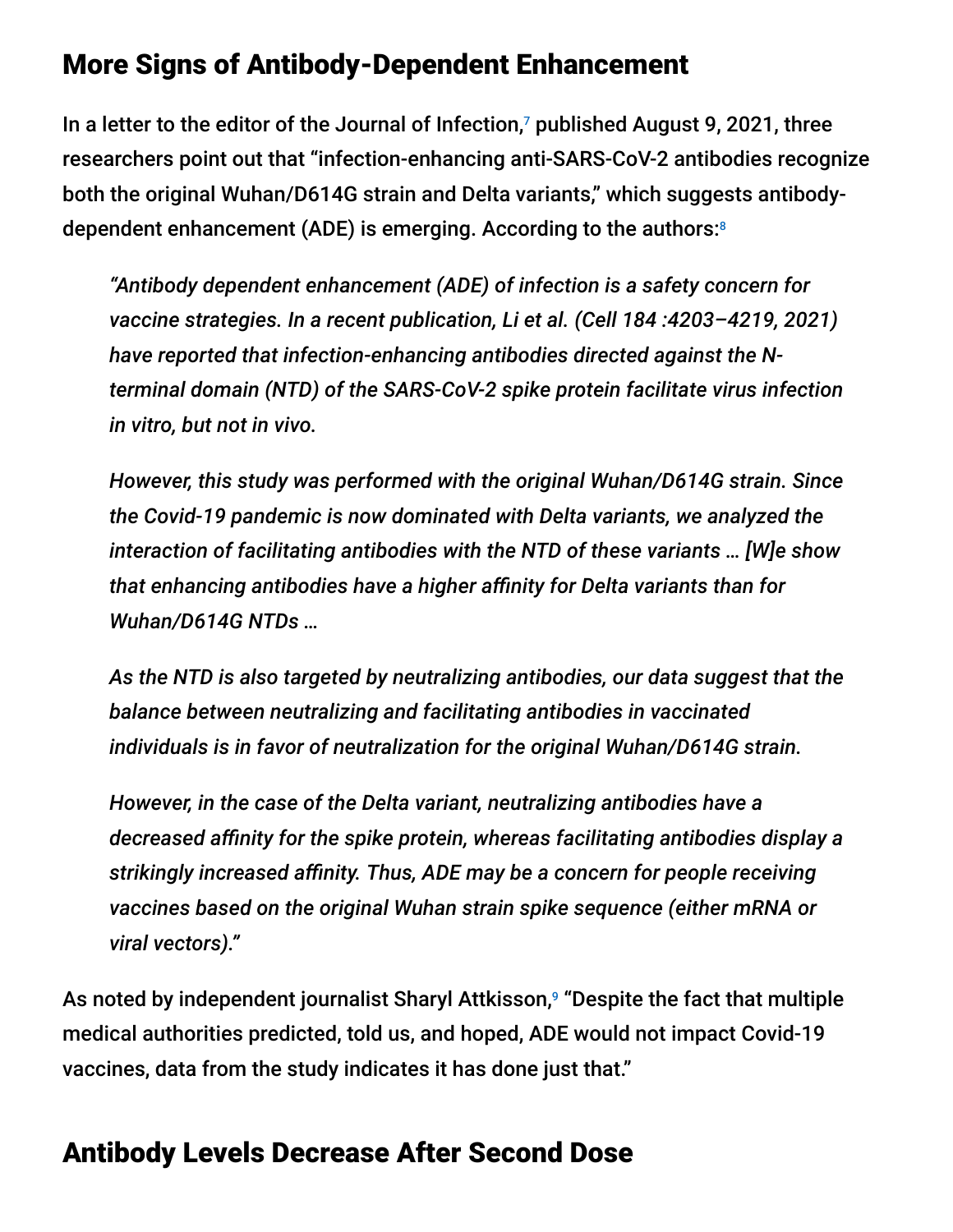## More Signs of Antibody-Dependent Enhancement

In a letter to the editor of the Journal of Infection,[7] published August 9, 2021, three researchers point out that "infection-enhancing anti-SARS-CoV-2 antibodies recognize both the original Wuhan/D614G strain and Delta variants," which suggests antibody-dependent enhancement (ADE) is emerging. According to the authors:[8]

> *"Antibody dependent enhancement (ADE) of infection is a safety concern for vaccine strategies. In a recent publication, Li et al. (Cell 184 :4203–4219, 2021) have reported that infection-enhancing antibodies directed against the N-terminal domain (NTD) of the SARS-CoV-2 spike protein facilitate virus infection in vitro, but not in vivo.*
>
> *However, this study was performed with the original Wuhan/D614G strain. Since the Covid-19 pandemic is now dominated with Delta variants, we analyzed the interaction of facilitating antibodies with the NTD of these variants … [W]e show that enhancing antibodies have a higher affinity for Delta variants than for Wuhan/D614G NTDs …*
>
> *As the NTD is also targeted by neutralizing antibodies, our data suggest that the balance between neutralizing and facilitating antibodies in vaccinated individuals is in favor of neutralization for the original Wuhan/D614G strain.*
>
> *However, in the case of the Delta variant, neutralizing antibodies have a decreased affinity for the spike protein, whereas facilitating antibodies display a strikingly increased affinity. Thus, ADE may be a concern for people receiving vaccines based on the original Wuhan strain spike sequence (either mRNA or viral vectors)."*

As noted by independent journalist Sharyl Attkisson,[9] "Despite the fact that multiple medical authorities predicted, told us, and hoped, ADE would not impact Covid-19 vaccines, data from the study indicates it has done just that."

## Antibody Levels Decrease After Second Dose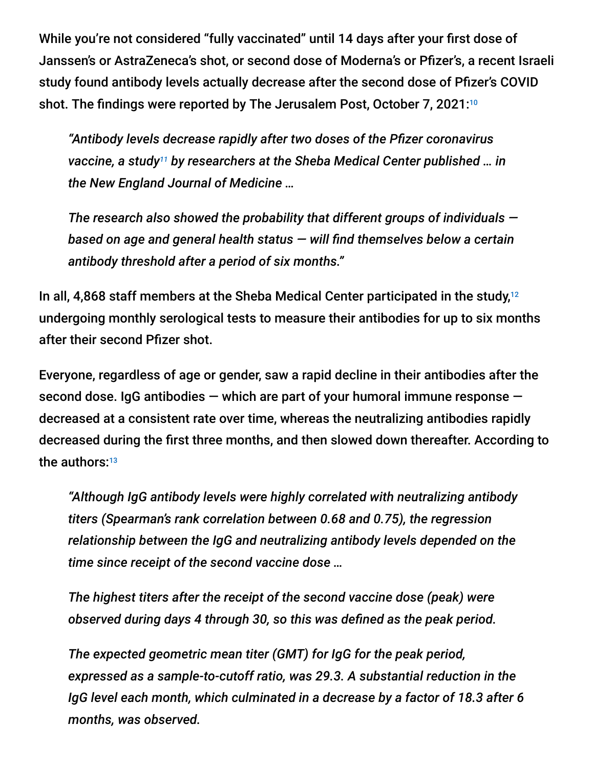While you're not considered "fully vaccinated" until 14 days after your first dose of Janssen's or AstraZeneca's shot, or second dose of Moderna's or Pfizer's, a recent Israeli study found antibody levels actually decrease after the second dose of Pfizer's COVID shot. The findings were reported by The Jerusalem Post, October 7, 2021:[10]

> *"Antibody levels decrease rapidly after two doses of the Pfizer coronavirus vaccine, a study[11] by researchers at the Sheba Medical Center published … in the New England Journal of Medicine …*
>
> *The research also showed the probability that different groups of individuals — based on age and general health status — will find themselves below a certain antibody threshold after a period of six months."*

In all, 4,868 staff members at the Sheba Medical Center participated in the study,[12] undergoing monthly serological tests to measure their antibodies for up to six months after their second Pfizer shot.

Everyone, regardless of age or gender, saw a rapid decline in their antibodies after the second dose. IgG antibodies — which are part of your humoral immune response — decreased at a consistent rate over time, whereas the neutralizing antibodies rapidly decreased during the first three months, and then slowed down thereafter. According to the authors:[13]

> *"Although IgG antibody levels were highly correlated with neutralizing antibody titers (Spearman's rank correlation between 0.68 and 0.75), the regression relationship between the IgG and neutralizing antibody levels depended on the time since receipt of the second vaccine dose …*
>
> *The highest titers after the receipt of the second vaccine dose (peak) were observed during days 4 through 30, so this was defined as the peak period.*
>
> *The expected geometric mean titer (GMT) for IgG for the peak period, expressed as a sample-to-cutoff ratio, was 29.3. A substantial reduction in the IgG level each month, which culminated in a decrease by a factor of 18.3 after 6 months, was observed.*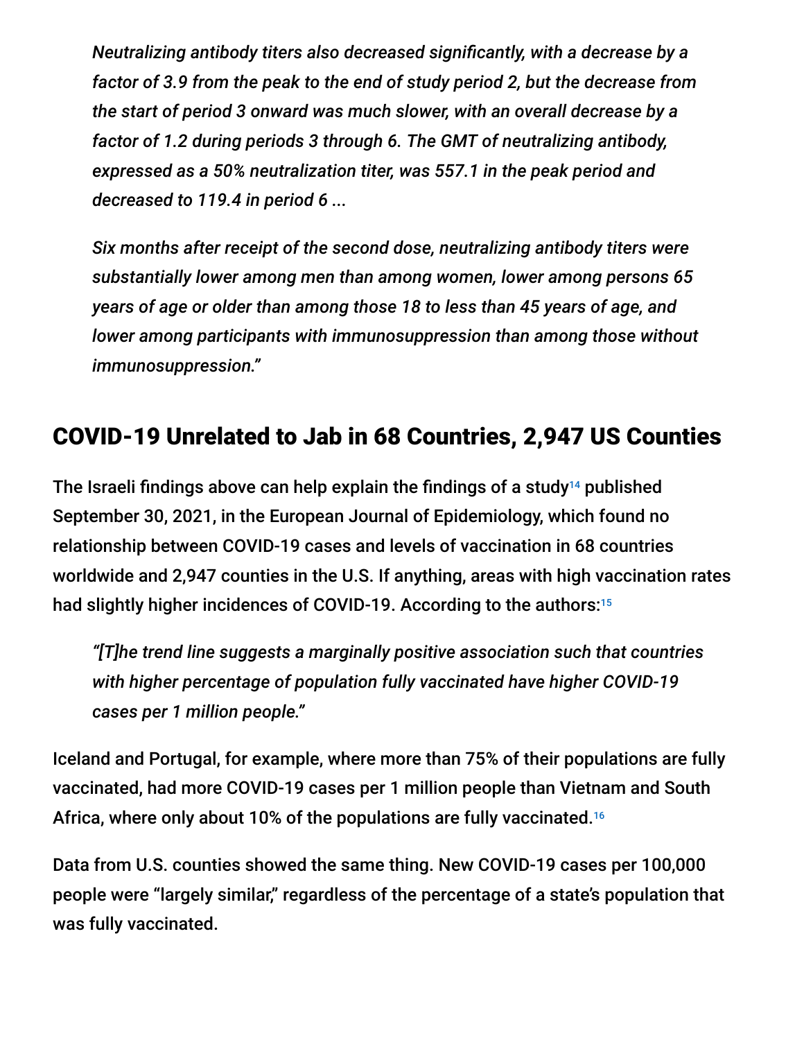> *Neutralizing antibody titers also decreased significantly, with a decrease by a factor of 3.9 from the peak to the end of study period 2, but the decrease from the start of period 3 onward was much slower, with an overall decrease by a factor of 1.2 during periods 3 through 6. The GMT of neutralizing antibody, expressed as a 50% neutralization titer, was 557.1 in the peak period and decreased to 119.4 in period 6 ...*
>
> *Six months after receipt of the second dose, neutralizing antibody titers were substantially lower among men than among women, lower among persons 65 years of age or older than among those 18 to less than 45 years of age, and lower among participants with immunosuppression than among those without immunosuppression."*

## COVID-19 Unrelated to Jab in 68 Countries, 2,947 US Counties

The Israeli findings above can help explain the findings of a study[14] published September 30, 2021, in the European Journal of Epidemiology, which found no relationship between COVID-19 cases and levels of vaccination in 68 countries worldwide and 2,947 counties in the U.S. If anything, areas with high vaccination rates had slightly higher incidences of COVID-19. According to the authors:[15]

> *"[T]he trend line suggests a marginally positive association such that countries with higher percentage of population fully vaccinated have higher COVID-19 cases per 1 million people."*

Iceland and Portugal, for example, where more than 75% of their populations are fully vaccinated, had more COVID-19 cases per 1 million people than Vietnam and South Africa, where only about 10% of the populations are fully vaccinated.[16]

Data from U.S. counties showed the same thing. New COVID-19 cases per 100,000 people were "largely similar," regardless of the percentage of a state's population that was fully vaccinated.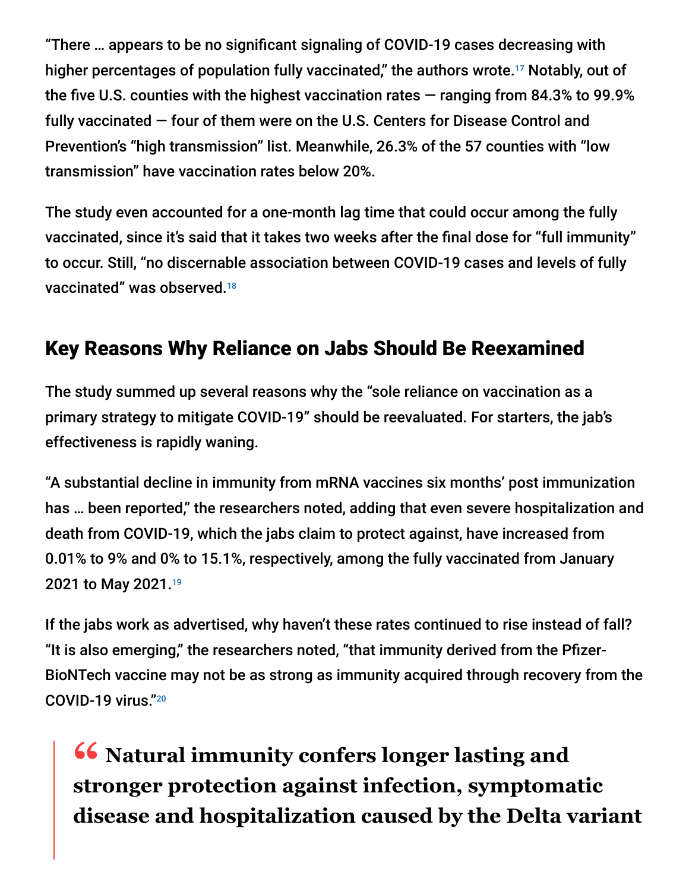"There … appears to be no significant signaling of COVID-19 cases decreasing with higher percentages of population fully vaccinated," the authors wrote.[17] Notably, out of the five U.S. counties with the highest vaccination rates — ranging from 84.3% to 99.9% fully vaccinated — four of them were on the U.S. Centers for Disease Control and Prevention's "high transmission" list. Meanwhile, 26.3% of the 57 counties with "low transmission" have vaccination rates below 20%.

The study even accounted for a one-month lag time that could occur among the fully vaccinated, since it's said that it takes two weeks after the final dose for "full immunity" to occur. Still, "no discernable association between COVID-19 cases and levels of fully vaccinated" was observed.[18]

## Key Reasons Why Reliance on Jabs Should Be Reexamined

The study summed up several reasons why the "sole reliance on vaccination as a primary strategy to mitigate COVID-19" should be reevaluated. For starters, the jab's effectiveness is rapidly waning.

"A substantial decline in immunity from mRNA vaccines six months' post immunization has … been reported," the researchers noted, adding that even severe hospitalization and death from COVID-19, which the jabs claim to protect against, have increased from 0.01% to 9% and 0% to 15.1%, respectively, among the fully vaccinated from January 2021 to May 2021.[19]

If the jabs work as advertised, why haven't these rates continued to rise instead of fall? "It is also emerging," the researchers noted, "that immunity derived from the Pfizer-BioNTech vaccine may not be as strong as immunity acquired through recovery from the COVID-19 virus."[20]

> **" Natural immunity confers longer lasting and stronger protection against infection, symptomatic disease and hospitalization caused by the Delta variant**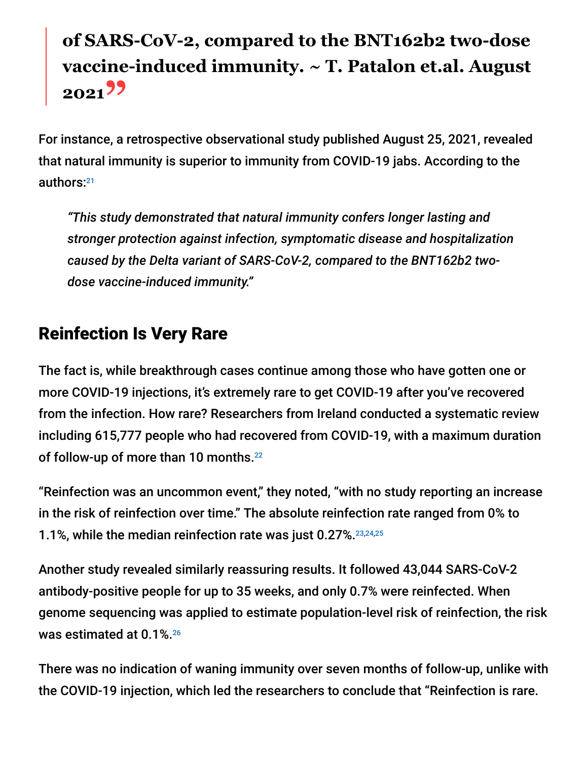> **of SARS-CoV-2, compared to the BNT162b2 two-dose vaccine-induced immunity. ~ T. Patalon et.al. August 2021**

For instance, a retrospective observational study published August 25, 2021, revealed that natural immunity is superior to immunity from COVID-19 jabs. According to the authors:[21]

> *"This study demonstrated that natural immunity confers longer lasting and stronger protection against infection, symptomatic disease and hospitalization caused by the Delta variant of SARS-CoV-2, compared to the BNT162b2 two-dose vaccine-induced immunity."*

## Reinfection Is Very Rare

The fact is, while breakthrough cases continue among those who have gotten one or more COVID-19 injections, it's extremely rare to get COVID-19 after you've recovered from the infection. How rare? Researchers from Ireland conducted a systematic review including 615,777 people who had recovered from COVID-19, with a maximum duration of follow-up of more than 10 months.[22]

"Reinfection was an uncommon event," they noted, "with no study reporting an increase in the risk of reinfection over time." The absolute reinfection rate ranged from 0% to 1.1%, while the median reinfection rate was just 0.27%.[23,24,25]

Another study revealed similarly reassuring results. It followed 43,044 SARS-CoV-2 antibody-positive people for up to 35 weeks, and only 0.7% were reinfected. When genome sequencing was applied to estimate population-level risk of reinfection, the risk was estimated at 0.1%.[26]

There was no indication of waning immunity over seven months of follow-up, unlike with the COVID-19 injection, which led the researchers to conclude that "Reinfection is rare.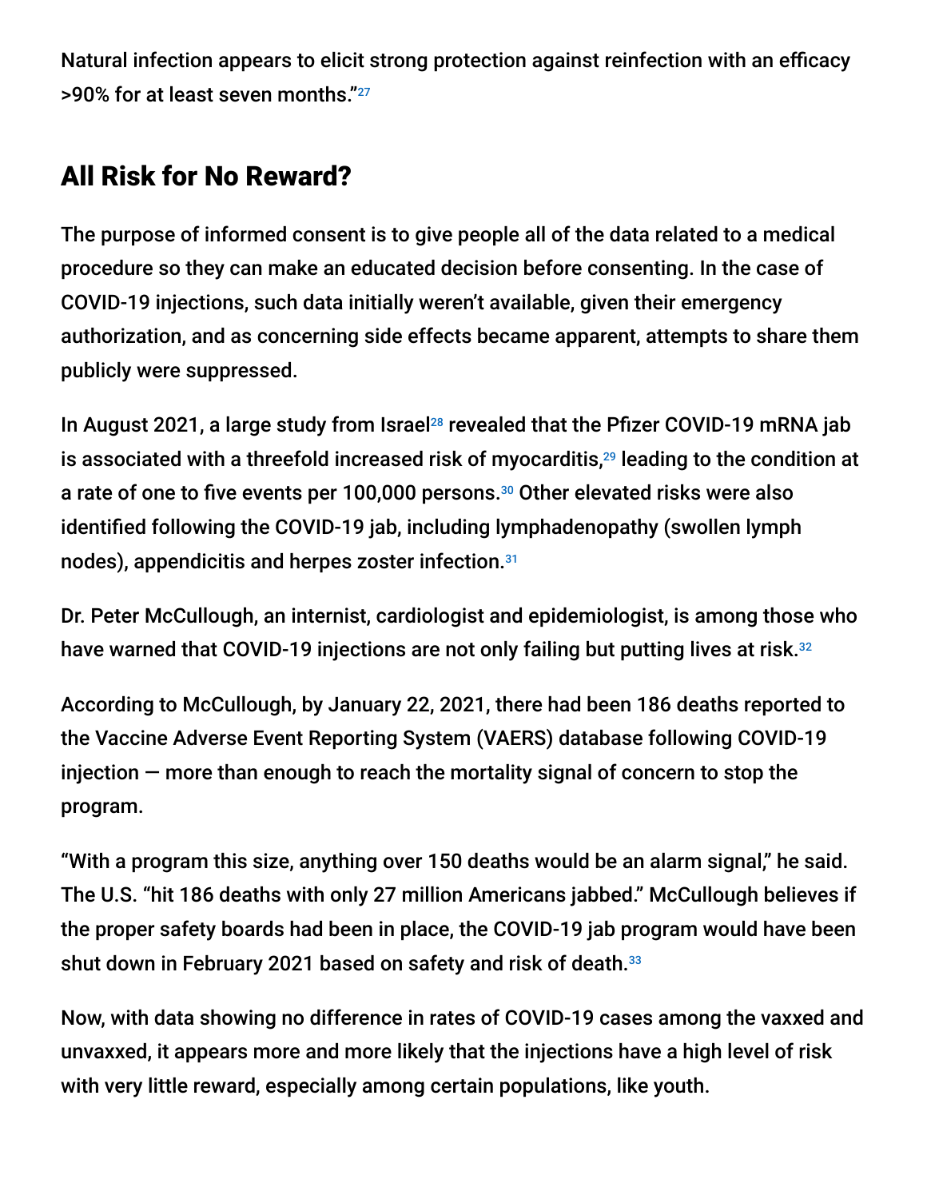Natural infection appears to elicit strong protection against reinfection with an efficacy >90% for at least seven months."[27]

## All Risk for No Reward?

The purpose of informed consent is to give people all of the data related to a medical procedure so they can make an educated decision before consenting. In the case of COVID-19 injections, such data initially weren't available, given their emergency authorization, and as concerning side effects became apparent, attempts to share them publicly were suppressed.

In August 2021, a large study from Israel[28] revealed that the Pfizer COVID-19 mRNA jab is associated with a threefold increased risk of myocarditis,[29] leading to the condition at a rate of one to five events per 100,000 persons.[30] Other elevated risks were also identified following the COVID-19 jab, including lymphadenopathy (swollen lymph nodes), appendicitis and herpes zoster infection.[31]

Dr. Peter McCullough, an internist, cardiologist and epidemiologist, is among those who have warned that COVID-19 injections are not only failing but putting lives at risk.[32]

According to McCullough, by January 22, 2021, there had been 186 deaths reported to the Vaccine Adverse Event Reporting System (VAERS) database following COVID-19 injection — more than enough to reach the mortality signal of concern to stop the program.

"With a program this size, anything over 150 deaths would be an alarm signal," he said. The U.S. "hit 186 deaths with only 27 million Americans jabbed." McCullough believes if the proper safety boards had been in place, the COVID-19 jab program would have been shut down in February 2021 based on safety and risk of death.[33]

Now, with data showing no difference in rates of COVID-19 cases among the vaxxed and unvaxxed, it appears more and more likely that the injections have a high level of risk with very little reward, especially among certain populations, like youth.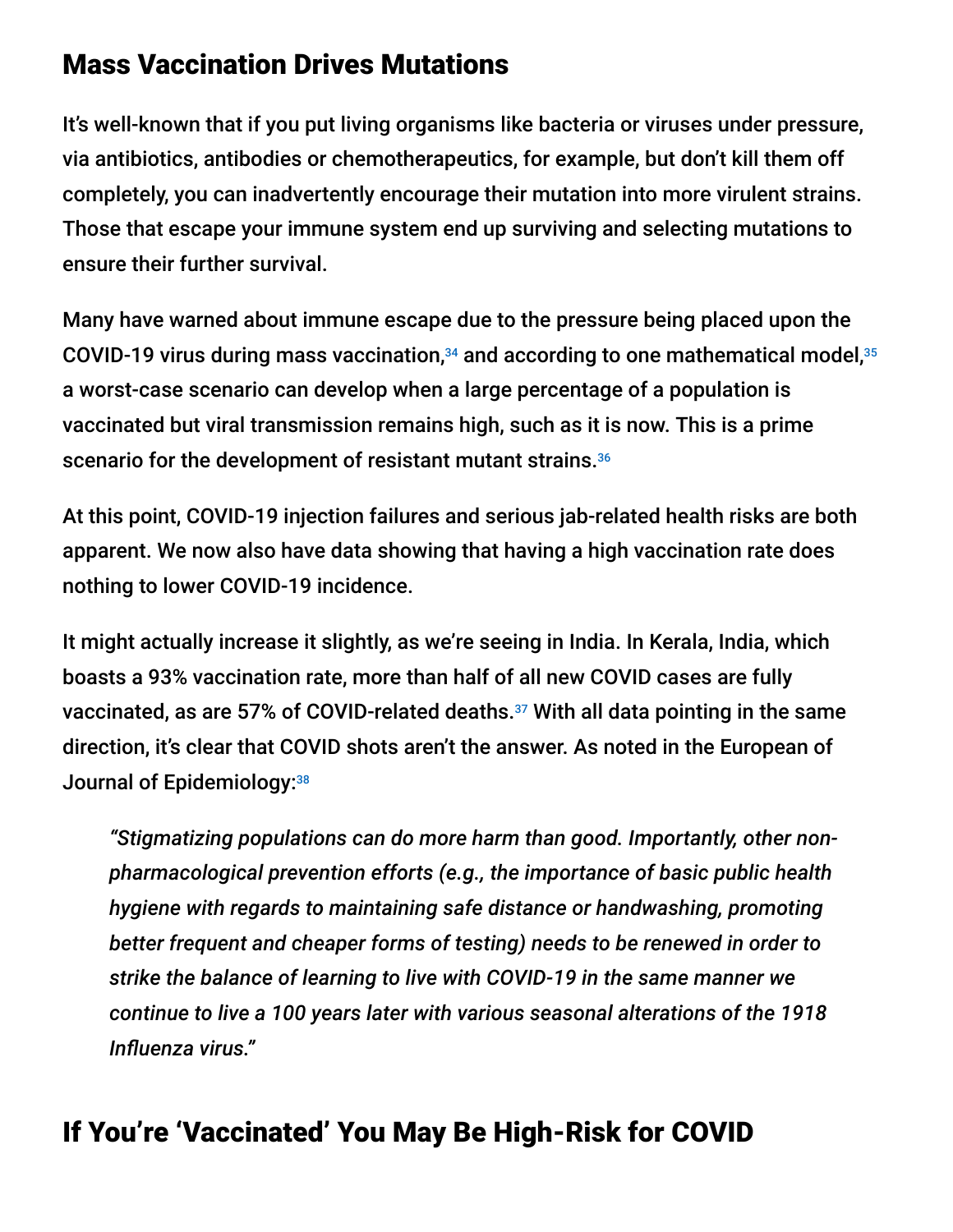## Mass Vaccination Drives Mutations

It's well-known that if you put living organisms like bacteria or viruses under pressure, via antibiotics, antibodies or chemotherapeutics, for example, but don't kill them off completely, you can inadvertently encourage their mutation into more virulent strains. Those that escape your immune system end up surviving and selecting mutations to ensure their further survival.

Many have warned about immune escape due to the pressure being placed upon the COVID-19 virus during mass vaccination,[34] and according to one mathematical model,[35] a worst-case scenario can develop when a large percentage of a population is vaccinated but viral transmission remains high, such as it is now. This is a prime scenario for the development of resistant mutant strains.[36]

At this point, COVID-19 injection failures and serious jab-related health risks are both apparent. We now also have data showing that having a high vaccination rate does nothing to lower COVID-19 incidence.

It might actually increase it slightly, as we're seeing in India. In Kerala, India, which boasts a 93% vaccination rate, more than half of all new COVID cases are fully vaccinated, as are 57% of COVID-related deaths.[37] With all data pointing in the same direction, it's clear that COVID shots aren't the answer. As noted in the European of Journal of Epidemiology:[38]

> *"Stigmatizing populations can do more harm than good. Importantly, other non-pharmacological prevention efforts (e.g., the importance of basic public health hygiene with regards to maintaining safe distance or handwashing, promoting better frequent and cheaper forms of testing) needs to be renewed in order to strike the balance of learning to live with COVID-19 in the same manner we continue to live a 100 years later with various seasonal alterations of the 1918 Influenza virus."*

## If You're 'Vaccinated' You May Be High-Risk for COVID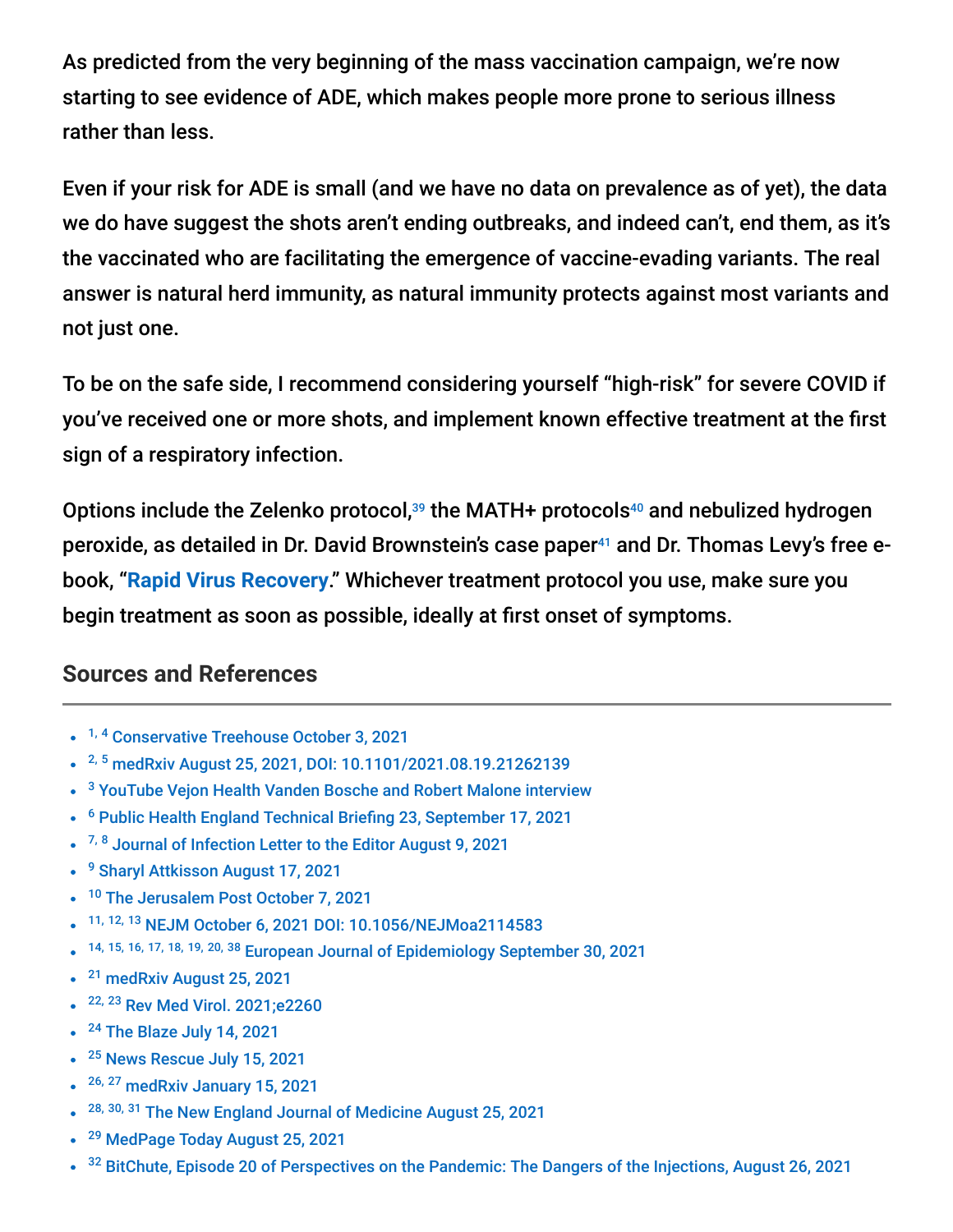As predicted from the very beginning of the mass vaccination campaign, we're now starting to see evidence of ADE, which makes people more prone to serious illness rather than less.

Even if your risk for ADE is small (and we have no data on prevalence as of yet), the data we do have suggest the shots aren't ending outbreaks, and indeed can't, end them, as it's the vaccinated who are facilitating the emergence of vaccine-evading variants. The real answer is natural herd immunity, as natural immunity protects against most variants and not just one.

To be on the safe side, I recommend considering yourself "high-risk" for severe COVID if you've received one or more shots, and implement known effective treatment at the first sign of a respiratory infection.

Options include the Zelenko protocol,[39] the MATH+ protocols[40] and nebulized hydrogen peroxide, as detailed in Dr. David Brownstein's case paper[41] and Dr. Thomas Levy's free e-book, "**Rapid Virus Recovery**." Whichever treatment protocol you use, make sure you begin treatment as soon as possible, ideally at first onset of symptoms.

## Sources and References

- [1, 4] Conservative Treehouse October 3, 2021
- [2, 5] medRxiv August 25, 2021, DOI: 10.1101/2021.08.19.21262139
- [3] YouTube Vejon Health Vanden Bosche and Robert Malone interview
- [6] Public Health England Technical Briefing 23, September 17, 2021
- [7, 8] Journal of Infection Letter to the Editor August 9, 2021
- [9] Sharyl Attkisson August 17, 2021
- [10] The Jerusalem Post October 7, 2021
- [11, 12, 13] NEJM October 6, 2021 DOI: 10.1056/NEJMoa2114583
- [14, 15, 16, 17, 18, 19, 20, 38] European Journal of Epidemiology September 30, 2021
- [21] medRxiv August 25, 2021
- [22, 23] Rev Med Virol. 2021;e2260
- [24] The Blaze July 14, 2021
- [25] News Rescue July 15, 2021
- [26, 27] medRxiv January 15, 2021
- [28, 30, 31] The New England Journal of Medicine August 25, 2021
- [29] MedPage Today August 25, 2021
- [32] BitChute, Episode 20 of Perspectives on the Pandemic: The Dangers of the Injections, August 26, 2021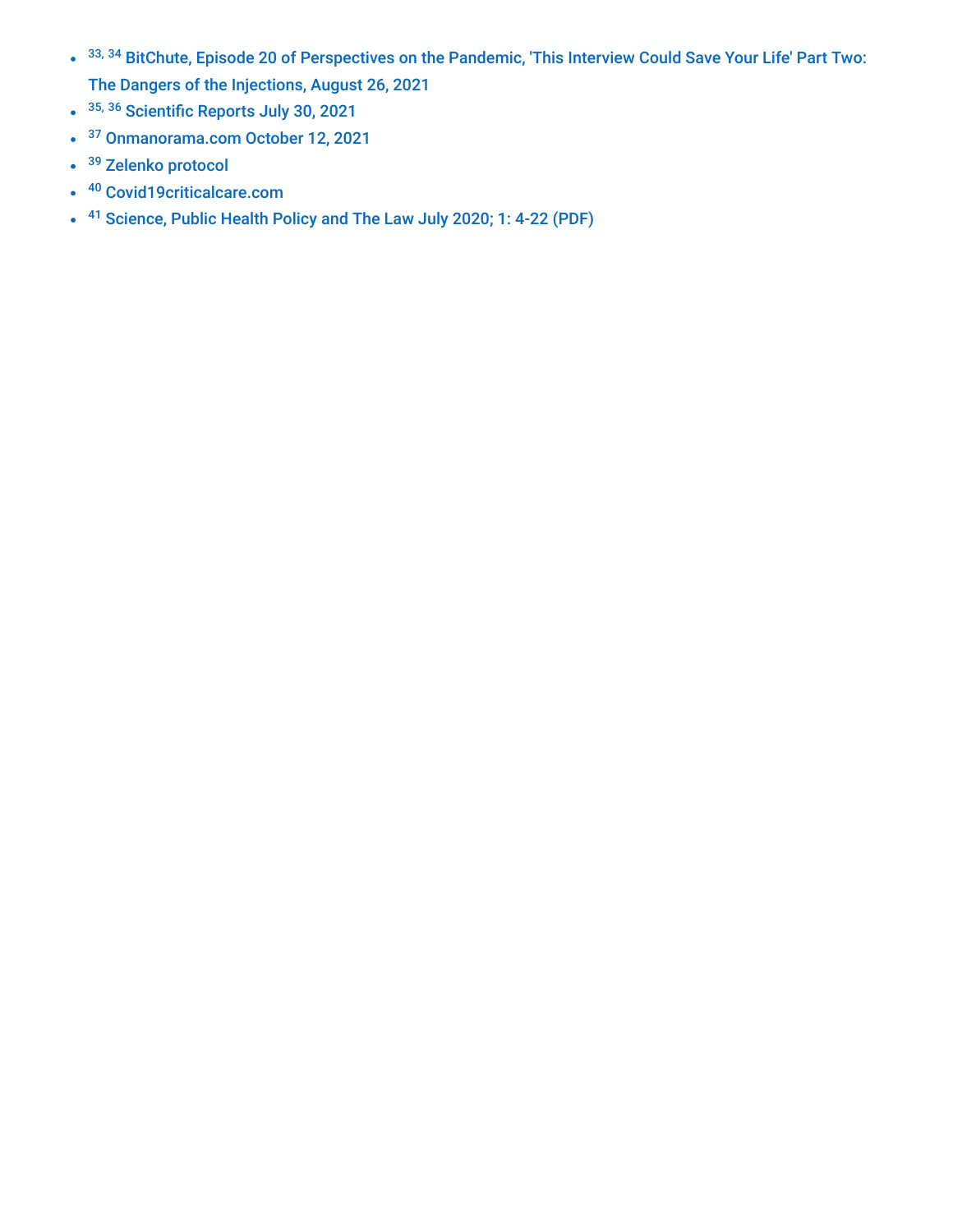- [33, 34] BitChute, Episode 20 of Perspectives on the Pandemic, 'This Interview Could Save Your Life' Part Two: The Dangers of the Injections, August 26, 2021
- [35, 36] Scientific Reports July 30, 2021
- [37] Onmanorama.com October 12, 2021
- [39] Zelenko protocol
- [40] Covid19criticalcare.com
- [41] Science, Public Health Policy and The Law July 2020; 1: 4-22 (PDF)